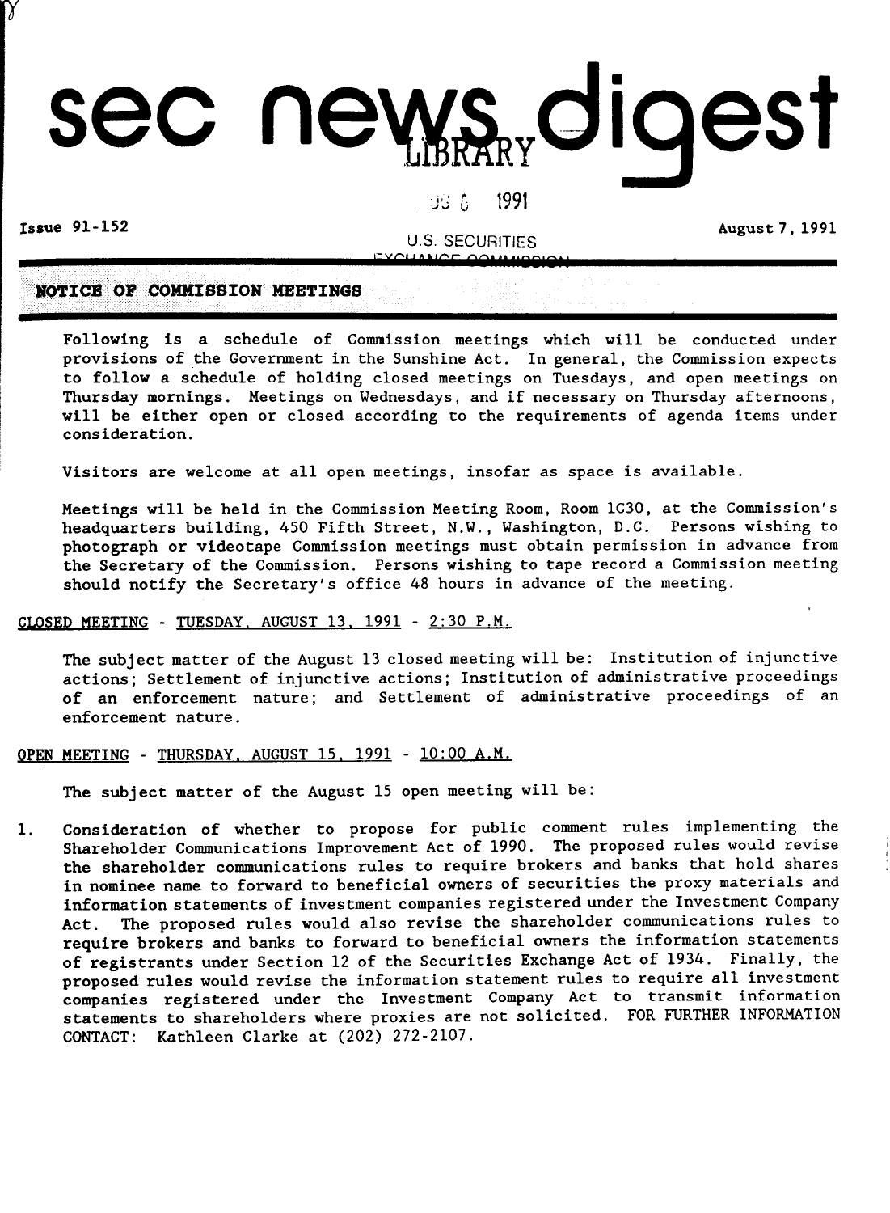# sec news digest

Issue 91-152 August 7, 1991

## NOTICE OF COMMISSION MEETINGS

Following is a schedule of Commission meetings which will be conducted under provisions of the Government in the Sunshine Act. In general, the Commission expects to follow a schedule of holding closed meetings on Tuesdays, and open meetings on Thursday mornings. Meetings on Wednesdays, and if necessary on Thursday afternoons, will be either open or closed according to the requirements of agenda items under consideration.

Visitors are welcome at all open meetings, insofar as space is available.

Meetings will be held in the Commission Meeting Room, Room 1C30, at the Commission's headquarters building, 450 Fifth Street, N.W., Washington, D.C. Persons wishing to photograph or videotape Commission meetings must obtain permission in advance from the Secretary of the Commission. Persons wishing to tape record a Commission meeting should notify the Secretary's office 48 hours in advance of the meeting.

CLOSED MEETING - TUESDAY, AUGUST 13, 1991 - 2:30 P.M.

The subject matter of the August 13 closed meeting will be: Institution of injunctive actions; Settlement of injunctive actions; Institution of administrative proceedings of an enforcement nature; and Settlement of administrative proceedings of an enforcement nature.

OPEN MEETING - THURSDAY, AUGUST 15, 1991 - 10:00 A.M.

The subject matter of the August 15 open meeting will be:

1. Consideration of whether to propose for public comment rules implementing the Shareholder Communications Improvement Act of 1990. The proposed rules would revise the shareholder communications rules to require brokers and banks that hold shares in nominee name to forward to beneficial owners of securities the proxy materials and information statements of investment companies registered under the Investment Company Act. The proposed rules would also revise the shareholder communications rules to require brokers and banks to forward to beneficial owners the information statements of registrants under Section 12 of the Securities Exchange Act of 1934. Finally, the proposed rules would revise the information statement rules to require all investment companies registered under the Investment Company Act to transmit information statements to shareholders where proxies are not solicited. FOR FURTHER INFORMATION CONTACT: Kathleen Clarke at (202) 272-2107.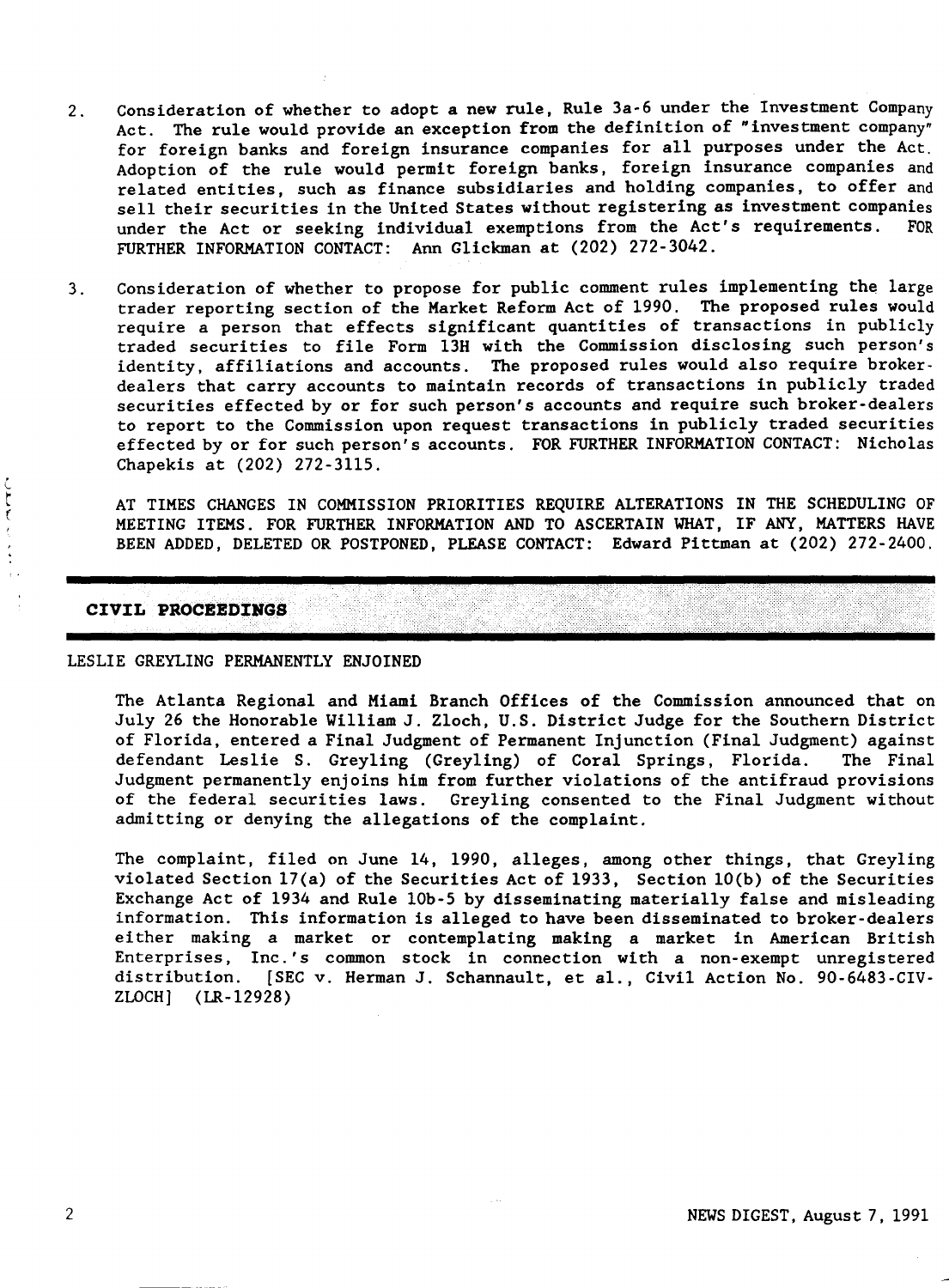2. Consideration of whether to adopt a new rule, Rule 3a-6 under the Investment Company Act. The rule would provide an exception from the definition of "investment company" for foreign banks and foreign insurance companies for all purposes under the Act. Adoption of the rule would permit foreign banks, foreign insurance companies and related entities, such as finance subsidiaries and holding companies, to offer and sell their securities in the United States without registering as investment companies under the Act or seeking individual exemptions from the Act's requirements. FOR FURTHER INFORMATION CONTACT: Ann Glickman at (202) 272-3042.

3. Consideration of whether to propose for public comment rules implementing the large trader reporting section of the Market Reform Act of 1990. The proposed rules would require a person that effects significant quantities of transactions in publicly traded securities to file Form 13H with the Commission disclosing such person's identity, affiliations and accounts. The proposed rules would also require broker-dealers that carry accounts to maintain records of transactions in publicly traded securities effected by or for such person's accounts and require such broker-dealers to report to the Commission upon request transactions in publicly traded securities effected by or for such person's accounts. FOR FURTHER INFORMATION CONTACT: Nicholas Chapekis at (202) 272-3115.

AT TIMES CHANGES IN COMMISSION PRIORITIES REQUIRE ALTERATIONS IN THE SCHEDULING OF MEETING ITEMS. FOR FURTHER INFORMATION AND TO ASCERTAIN WHAT, IF ANY, MATTERS HAVE BEEN ADDED, DELETED OR POSTPONED, PLEASE CONTACT: Edward Pittman at (202) 272-2400.

## CIVIL PROCEEDINGS

### LESLIE GREYLING PERMANENTLY ENJOINED

The Atlanta Regional and Miami Branch Offices of the Commission announced that on July 26 the Honorable William J. Zloch, U.S. District Judge for the Southern District of Florida, entered a Final Judgment of Permanent Injunction (Final Judgment) against defendant Leslie S. Greyling (Greyling) of Coral Springs, Florida. The Final Judgment permanently enjoins him from further violations of the antifraud provisions of the federal securities laws. Greyling consented to the Final Judgment without admitting or denying the allegations of the complaint.

The complaint, filed on June 14, 1990, alleges, among other things, that Greyling violated Section 17(a) of the Securities Act of 1933, Section 10(b) of the Securities Exchange Act of 1934 and Rule 10b-5 by disseminating materially false and misleading information. This information is alleged to have been disseminated to broker-dealers either making a market or contemplating making a market in American British Enterprises, Inc.'s common stock in connection with a non-exempt unregistered distribution. [SEC v. Herman J. Schannault, et al., Civil Action No. 90-6483-CIV-ZLOCH] (LR-12928)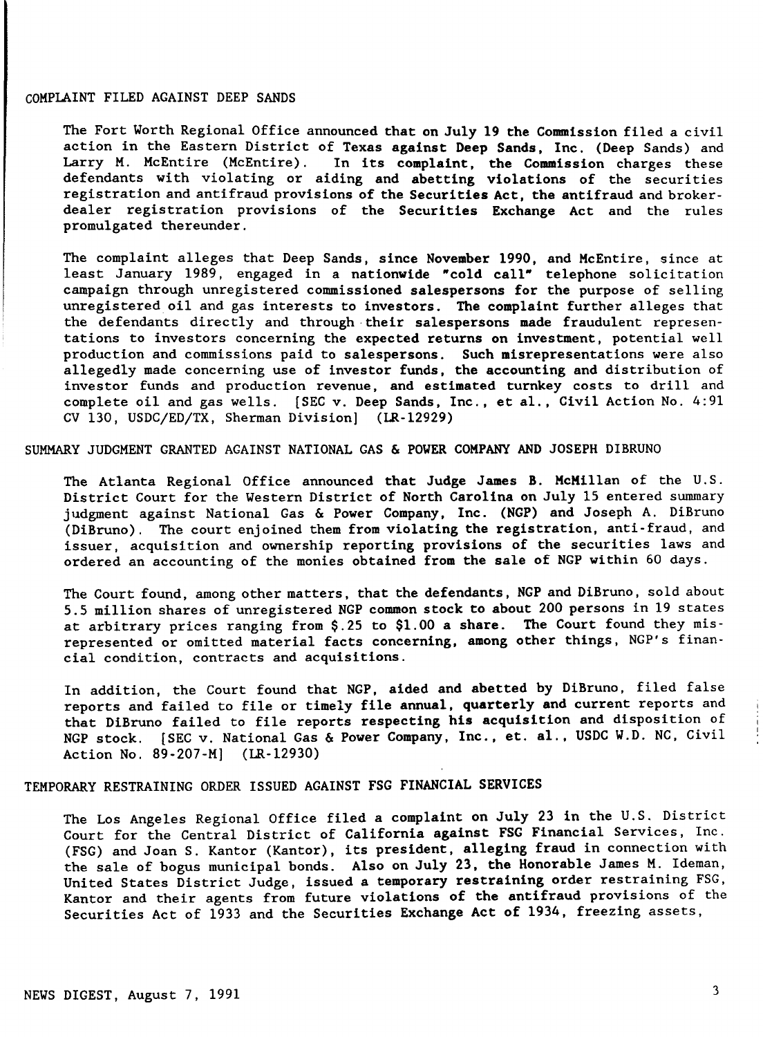## COMPLAINT FILED AGAINST DEEP SANDS

The Fort Worth Regional Office announced that on July 19 the Commission filed a civil action in the Eastern District of Texas against Deep Sands, Inc. (Deep Sands) and Larry M. McEntire (McEntire). In its complaint, the Commission charges these defendants with violating or aiding and abetting violations of the securities registration and antifraud provisions of the Securities Act, the antifraud and broker-dealer registration provisions of the Securities Exchange Act and the rules promulgated thereunder.

The complaint alleges that Deep Sands, since November 1990, and McEntire, since at least January 1989, engaged in a nationwide "cold call" telephone solicitation campaign through unregistered commissioned salespersons for the purpose of selling unregistered oil and gas interests to investors. The complaint further alleges that the defendants directly and through their salespersons made fraudulent representations to investors concerning the expected returns on investment, potential well production and commissions paid to salespersons. Such misrepresentations were also allegedly made concerning use of investor funds, the accounting and distribution of investor funds and production revenue, and estimated turnkey costs to drill and complete oil and gas wells. [SEC v. Deep Sands, Inc., et al., Civil Action No. 4:91 CV 130, USDC/ED/TX, Sherman Division] (LR-12929)

## SUMMARY JUDGMENT GRANTED AGAINST NATIONAL GAS & POWER COMPANY AND JOSEPH DIBRUNO

The Atlanta Regional Office announced that Judge James B. McMillan of the U.S. District Court for the Western District of North Carolina on July 15 entered summary judgment against National Gas & Power Company, Inc. (NGP) and Joseph A. DiBruno (DiBruno). The court enjoined them from violating the registration, anti-fraud, and issuer, acquisition and ownership reporting provisions of the securities laws and ordered an accounting of the monies obtained from the sale of NGP within 60 days.

The Court found, among other matters, that the defendants, NGP and DiBruno, sold about 5.5 million shares of unregistered NGP common stock to about 200 persons in 19 states at arbitrary prices ranging from $.25 to $1.00 a share. The Court found they misrepresented or omitted material facts concerning, among other things, NGP's financial condition, contracts and acquisitions.

In addition, the Court found that NGP, aided and abetted by DiBruno, filed false reports and failed to file or timely file annual, quarterly and current reports and that DiBruno failed to file reports respecting his acquisition and disposition of NGP stock. [SEC v. National Gas & Power Company, Inc., et. al., USDC W.D. NC, Civil Action No. 89-207-M] (LR-12930)

## TEMPORARY RESTRAINING ORDER ISSUED AGAINST FSG FINANCIAL SERVICES

The Los Angeles Regional Office filed a complaint on July 23 in the U.S. District Court for the Central District of California against FSG Financial Services, Inc. (FSG) and Joan S. Kantor (Kantor), its president, alleging fraud in connection with the sale of bogus municipal bonds. Also on July 23, the Honorable James M. Ideman, United States District Judge, issued a temporary restraining order restraining FSG, Kantor and their agents from future violations of the antifraud provisions of the Securities Act of 1933 and the Securities Exchange Act of 1934, freezing assets,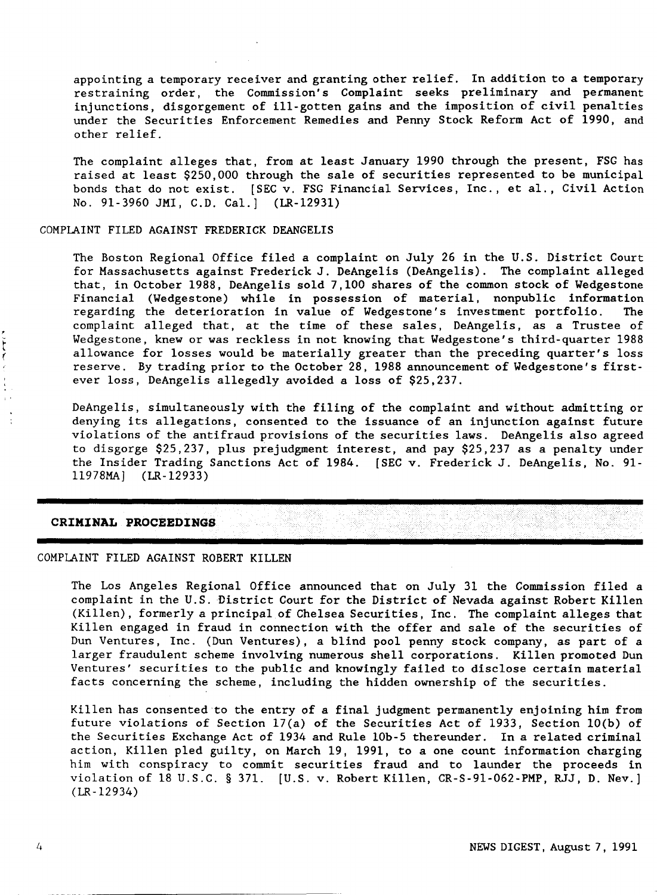appointing a temporary receiver and granting other relief. In addition to a temporary restraining order, the Commission's Complaint seeks preliminary and permanent injunctions, disgorgement of ill-gotten gains and the imposition of civil penalties under the Securities Enforcement Remedies and Penny Stock Reform Act of 1990, and other relief.

The complaint alleges that, from at least January 1990 through the present, FSG has raised at least $250,000 through the sale of securities represented to be municipal bonds that do not exist. [SEC v. FSG Financial Services, Inc., et al., Civil Action No. 91-3960 JMI, C.D. Cal.] (LR-12931)

### COMPLAINT FILED AGAINST FREDERICK DEANGELIS

The Boston Regional Office filed a complaint on July 26 in the U.S. District Court for Massachusetts against Frederick J. DeAngelis (DeAngelis). The complaint alleged that, in October 1988, DeAngelis sold 7,100 shares of the common stock of Wedgestone Financial (Wedgestone) while in possession of material, nonpublic information regarding the deterioration in value of Wedgestone's investment portfolio. The complaint alleged that, at the time of these sales, DeAngelis, as a Trustee of Wedgestone, knew or was reckless in not knowing that Wedgestone's third-quarter 1988 allowance for losses would be materially greater than the preceding quarter's loss reserve. By trading prior to the October 28, 1988 announcement of Wedgestone's first-ever loss, DeAngelis allegedly avoided a loss of $25,237.

DeAngelis, simultaneously with the filing of the complaint and without admitting or denying its allegations, consented to the issuance of an injunction against future violations of the antifraud provisions of the securities laws. DeAngelis also agreed to disgorge $25,237, plus prejudgment interest, and pay $25,237 as a penalty under the Insider Trading Sanctions Act of 1984. [SEC v. Frederick J. DeAngelis, No. 91-11978MA] (LR-12933)

## CRIMINAL PROCEEDINGS

### COMPLAINT FILED AGAINST ROBERT KILLEN

The Los Angeles Regional Office announced that on July 31 the Commission filed a complaint in the U.S. District Court for the District of Nevada against Robert Killen (Killen), formerly a principal of Chelsea Securities, Inc. The complaint alleges that Killen engaged in fraud in connection with the offer and sale of the securities of Dun Ventures, Inc. (Dun Ventures), a blind pool penny stock company, as part of a larger fraudulent scheme involving numerous shell corporations. Killen promoted Dun Ventures' securities to the public and knowingly failed to disclose certain material facts concerning the scheme, including the hidden ownership of the securities.

Killen has consented to the entry of a final judgment permanently enjoining him from future violations of Section 17(a) of the Securities Act of 1933, Section 10(b) of the Securities Exchange Act of 1934 and Rule 10b-5 thereunder. In a related criminal action, Killen pled guilty, on March 19, 1991, to a one count information charging him with conspiracy to commit securities fraud and to launder the proceeds in violation of 18 U.S.C. § 371. [U.S. v. Robert Killen, CR-S-91-062-PMP, RJJ, D. Nev.] (LR-12934)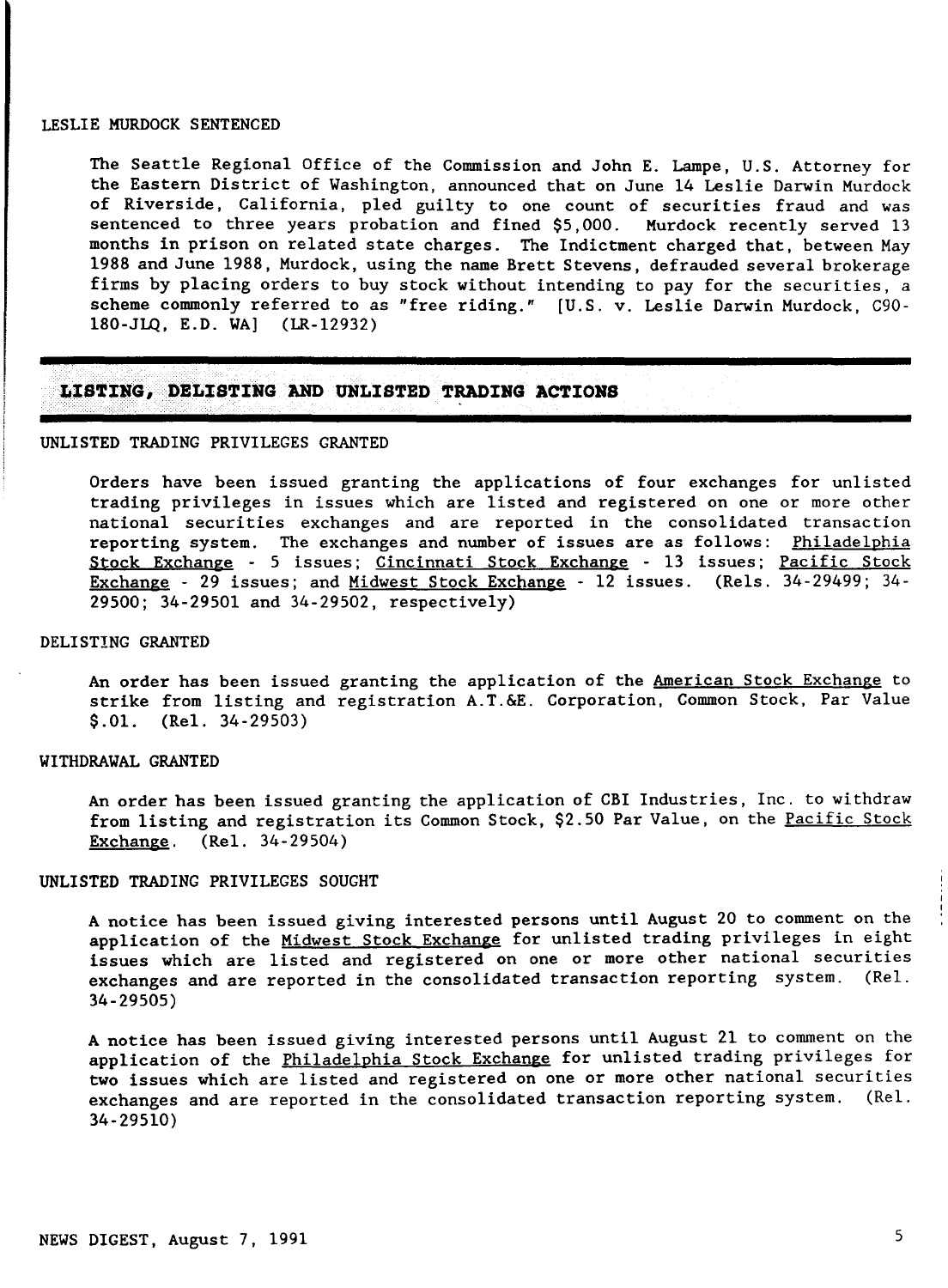LESLIE MURDOCK SENTENCED

The Seattle Regional Office of the Commission and John E. Lampe, U.S. Attorney for the Eastern District of Washington, announced that on June 14 Leslie Darwin Murdock of Riverside, California, pled guilty to one count of securities fraud and was sentenced to three years probation and fined $5,000. Murdock recently served 13 months in prison on related state charges. The Indictment charged that, between May 1988 and June 1988, Murdock, using the name Brett Stevens, defrauded several brokerage firms by placing orders to buy stock without intending to pay for the securities, a scheme commonly referred to as "free riding." [U.S. v. Leslie Darwin Murdock, C90-180-JLQ, E.D. WA] (LR-12932)

## LISTING, DELISTING AND UNLISTED TRADING ACTIONS

UNLISTED TRADING PRIVILEGES GRANTED

Orders have been issued granting the applications of four exchanges for unlisted trading privileges in issues which are listed and registered on one or more other national securities exchanges and are reported in the consolidated transaction reporting system. The exchanges and number of issues are as follows: Philadelphia Stock Exchange - 5 issues; Cincinnati Stock Exchange - 13 issues; Pacific Stock Exchange - 29 issues; and Midwest Stock Exchange - 12 issues. (Rels. 34-29499; 34-29500; 34-29501 and 34-29502, respectively)

DELISTING GRANTED

An order has been issued granting the application of the American Stock Exchange to strike from listing and registration A.T.&E. Corporation, Common Stock, Par Value $.01. (Rel. 34-29503)

WITHDRAWAL GRANTED

An order has been issued granting the application of CBI Industries, Inc. to withdraw from listing and registration its Common Stock, $2.50 Par Value, on the Pacific Stock Exchange. (Rel. 34-29504)

UNLISTED TRADING PRIVILEGES SOUGHT

A notice has been issued giving interested persons until August 20 to comment on the application of the Midwest Stock Exchange for unlisted trading privileges in eight issues which are listed and registered on one or more other national securities exchanges and are reported in the consolidated transaction reporting system. (Rel. 34-29505)

A notice has been issued giving interested persons until August 21 to comment on the application of the Philadelphia Stock Exchange for unlisted trading privileges for two issues which are listed and registered on one or more other national securities exchanges and are reported in the consolidated transaction reporting system. (Rel. 34-29510)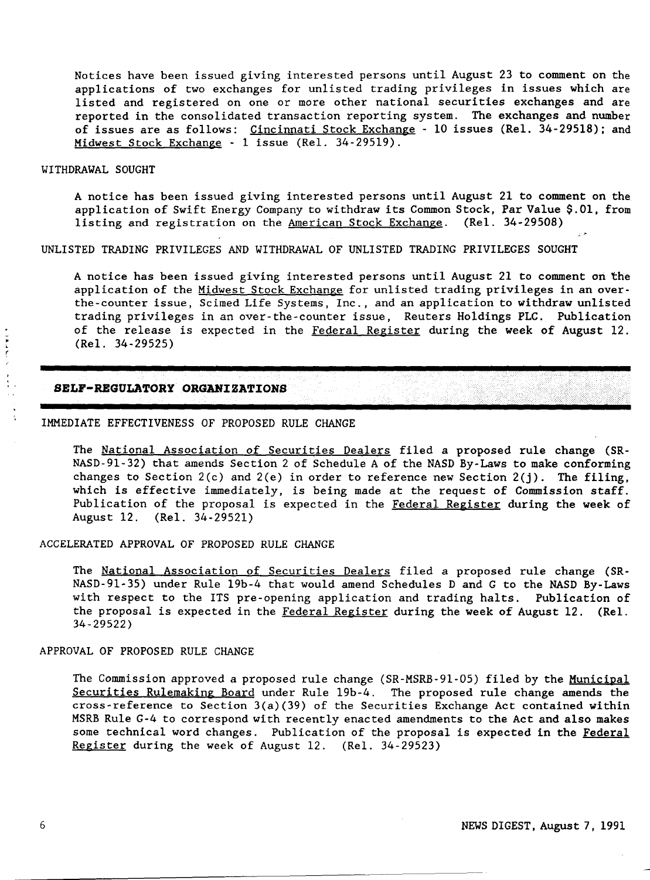Notices have been issued giving interested persons until August 23 to comment on the applications of two exchanges for unlisted trading privileges in issues which are listed and registered on one or more other national securities exchanges and are reported in the consolidated transaction reporting system. The exchanges and number of issues are as follows: Cincinnati Stock Exchange - 10 issues (Rel. 34-29518); and Midwest Stock Exchange - 1 issue (Rel. 34-29519).

WITHDRAWAL SOUGHT

A notice has been issued giving interested persons until August 21 to comment on the application of Swift Energy Company to withdraw its Common Stock, Par Value $.01, from listing and registration on the American Stock Exchange. (Rel. 34-29508)

UNLISTED TRADING PRIVILEGES AND WITHDRAWAL OF UNLISTED TRADING PRIVILEGES SOUGHT

A notice has been issued giving interested persons until August 21 to comment on the application of the Midwest Stock Exchange for unlisted trading privileges in an over-the-counter issue, Scimed Life Systems, Inc., and an application to withdraw unlisted trading privileges in an over-the-counter issue, Reuters Holdings PLC. Publication of the release is expected in the Federal Register during the week of August 12. (Rel. 34-29525)

## SELF-REGULATORY ORGANIZATIONS

IMMEDIATE EFFECTIVENESS OF PROPOSED RULE CHANGE

The National Association of Securities Dealers filed a proposed rule change (SR-NASD-91-32) that amends Section 2 of Schedule A of the NASD By-Laws to make conforming changes to Section 2(c) and 2(e) in order to reference new Section 2(j). The filing, which is effective immediately, is being made at the request of Commission staff. Publication of the proposal is expected in the Federal Register during the week of August 12. (Rel. 34-29521)

ACCELERATED APPROVAL OF PROPOSED RULE CHANGE

The National Association of Securities Dealers filed a proposed rule change (SR-NASD-91-35) under Rule 19b-4 that would amend Schedules D and G to the NASD By-Laws with respect to the ITS pre-opening application and trading halts. Publication of the proposal is expected in the Federal Register during the week of August 12. (Rel. 34-29522)

APPROVAL OF PROPOSED RULE CHANGE

The Commission approved a proposed rule change (SR-MSRB-91-05) filed by the Municipal Securities Rulemaking Board under Rule 19b-4. The proposed rule change amends the cross-reference to Section 3(a)(39) of the Securities Exchange Act contained within MSRB Rule G-4 to correspond with recently enacted amendments to the Act and also makes some technical word changes. Publication of the proposal is expected in the Federal Register during the week of August 12. (Rel. 34-29523)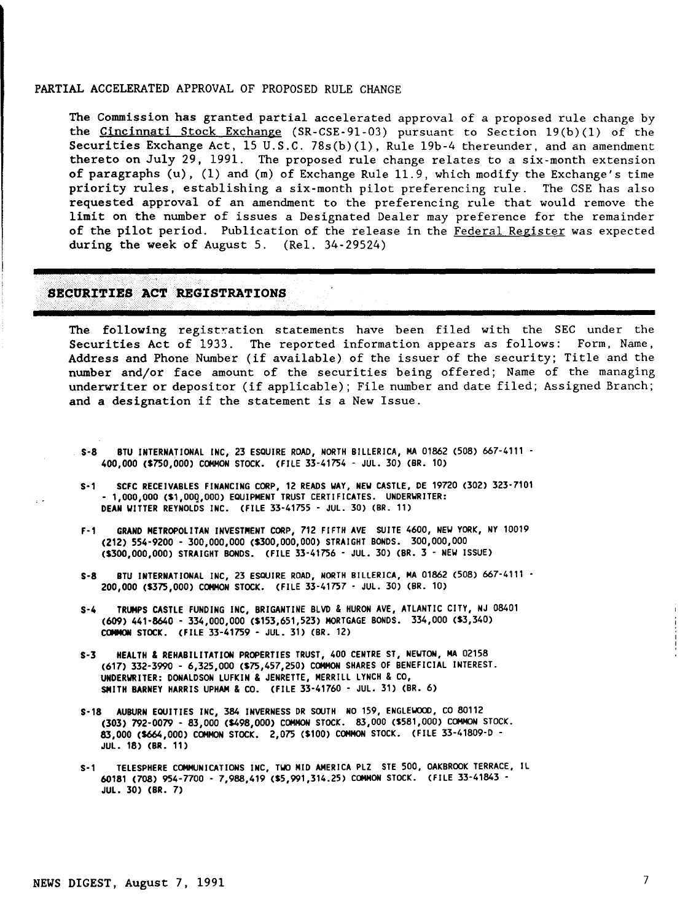PARTIAL ACCELERATED APPROVAL OF PROPOSED RULE CHANGE

The Commission has granted partial accelerated approval of a proposed rule change by the Cincinnati Stock Exchange (SR-CSE-91-03) pursuant to Section 19(b)(1) of the Securities Exchange Act, 15 U.S.C. 78s(b)(1), Rule 19b-4 thereunder, and an amendment thereto on July 29, 1991. The proposed rule change relates to a six-month extension of paragraphs (u), (l) and (m) of Exchange Rule 11.9, which modify the Exchange's time priority rules, establishing a six-month pilot preferencing rule. The CSE has also requested approval of an amendment to the preferencing rule that would remove the limit on the number of issues a Designated Dealer may preference for the remainder of the pilot period. Publication of the release in the Federal Register was expected during the week of August 5. (Rel. 34-29524)

## SECURITIES ACT REGISTRATIONS

The following registration statements have been filed with the SEC under the Securities Act of 1933. The reported information appears as follows: Form, Name, Address and Phone Number (if available) of the issuer of the security; Title and the number and/or face amount of the securities being offered; Name of the managing underwriter or depositor (if applicable); File number and date filed; Assigned Branch; and a designation if the statement is a New Issue.

S-8 BTU INTERNATIONAL INC, 23 ESQUIRE ROAD, NORTH BILLERICA, MA 01862 (508) 667-4111 - 400,000 ($750,000) COMMON STOCK. (FILE 33-41754 - JUL. 30) (BR. 10)

S-1 SCFC RECEIVABLES FINANCING CORP, 12 READS WAY, NEW CASTLE, DE 19720 (302) 323-7101 - 1,000,000 ($1,000,000) EQUIPMENT TRUST CERTIFICATES. UNDERWRITER: DEAN WITTER REYNOLDS INC. (FILE 33-41755 - JUL. 30) (BR. 11)

F-1 GRAND METROPOLITAN INVESTMENT CORP, 712 FIFTH AVE SUITE 4600, NEW YORK, NY 10019 (212) 554-9200 - 300,000,000 ($300,000,000) STRAIGHT BONDS. 300,000,000 ($300,000,000) STRAIGHT BONDS. (FILE 33-41756 - JUL. 30) (BR. 3 - NEW ISSUE)

S-8 BTU INTERNATIONAL INC, 23 ESQUIRE ROAD, NORTH BILLERICA, MA 01862 (508) 667-4111 - 200,000 ($375,000) COMMON STOCK. (FILE 33-41757 - JUL. 30) (BR. 10)

S-4 TRUMPS CASTLE FUNDING INC, BRIGANTINE BLVD & HURON AVE, ATLANTIC CITY, NJ 08401 (609) 441-8640 - 334,000,000 ($153,651,523) MORTGAGE BONDS. 334,000 ($3,340) COMMON STOCK. (FILE 33-41759 - JUL. 31) (BR. 12)

S-3 HEALTH & REHABILITATION PROPERTIES TRUST, 400 CENTRE ST, NEWTON, MA 02158 (617) 332-3990 - 6,325,000 ($75,457,250) COMMON SHARES OF BENEFICIAL INTEREST. UNDERWRITER: DONALDSON LUFKIN & JENRETTE, MERRILL LYNCH & CO, SMITH BARNEY HARRIS UPHAM & CO. (FILE 33-41760 - JUL. 31) (BR. 6)

S-18 AUBURN EQUITIES INC, 384 INVERNESS DR SOUTH NO 159, ENGLEWOOD, CO 80112 (303) 792-0079 - 83,000 ($498,000) COMMON STOCK. 83,000 ($581,000) COMMON STOCK. 83,000 ($664,000) COMMON STOCK. 2,075 ($100) COMMON STOCK. (FILE 33-41809-D - JUL. 18) (BR. 11)

S-1 TELESPHERE COMMUNICATIONS INC, TWO MID AMERICA PLZ STE 500, OAKBROOK TERRACE, IL 60181 (708) 954-7700 - 7,988,419 ($5,991,314.25) COMMON STOCK. (FILE 33-41843 - JUL. 30) (BR. 7)

NEWS DIGEST, August 7, 1991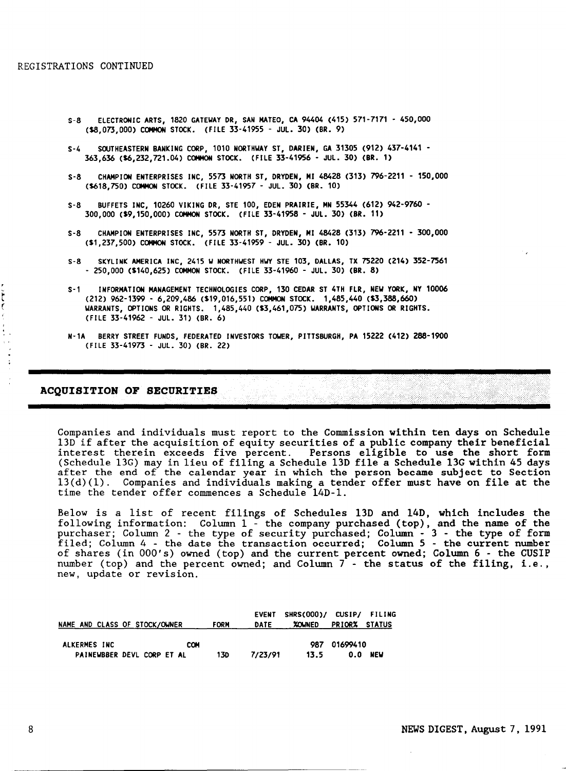REGISTRATIONS CONTINUED

- S-8 ELECTRONIC ARTS, 1820 GATEWAY DR, SAN MATEO, CA 94404 (415) 571-7171 - 450,000 ($8,073,000) COMMON STOCK. (FILE 33-41955 - JUL. 30) (BR. 9)

- S-4 SOUTHEASTERN BANKING CORP, 1010 NORTHWAY ST, DARIEN, GA 31305 (912) 437-4141 - 363,636 ($6,232,721.04) COMMON STOCK. (FILE 33-41956 - JUL. 30) (BR. 1)

- S-8 CHAMPION ENTERPRISES INC, 5573 NORTH ST, DRYDEN, MI 48428 (313) 796-2211 - 150,000 ($618,750) COMMON STOCK. (FILE 33-41957 - JUL. 30) (BR. 10)

- S-8 BUFFETS INC, 10260 VIKING DR, STE 100, EDEN PRAIRIE, MN 55344 (612) 942-9760 - 300,000 ($9,150,000) COMMON STOCK. (FILE 33-41958 - JUL. 30) (BR. 11)

- S-8 CHAMPION ENTERPRISES INC, 5573 NORTH ST, DRYDEN, MI 48428 (313) 796-2211 - 300,000 ($1,237,500) COMMON STOCK. (FILE 33-41959 - JUL. 30) (BR. 10)

- S-8 SKYLINK AMERICA INC, 2415 W NORTHWEST HWY STE 103, DALLAS, TX 75220 (214) 352-7561 - 250,000 ($140,625) COMMON STOCK. (FILE 33-41960 - JUL. 30) (BR. 8)

- S-1 INFORMATION MANAGEMENT TECHNOLOGIES CORP, 130 CEDAR ST 4TH FLR, NEW YORK, NY 10006 (212) 962-1399 - 6,209,486 ($19,016,551) COMMON STOCK. 1,485,440 ($3,388,660) WARRANTS, OPTIONS OR RIGHTS. 1,485,440 ($3,461,075) WARRANTS, OPTIONS OR RIGHTS. (FILE 33-41962 - JUL. 31) (BR. 6)

- N-1A BERRY STREET FUNDS, FEDERATED INVESTORS TOWER, PITTSBURGH, PA 15222 (412) 288-1900 (FILE 33-41973 - JUL. 30) (BR. 22)

## ACQUISITION OF SECURITIES

Companies and individuals must report to the Commission within ten days on Schedule 13D if after the acquisition of equity securities of a public company their beneficial interest therein exceeds five percent. Persons eligible to use the short form (Schedule 13G) may in lieu of filing a Schedule 13D file a Schedule 13G within 45 days after the end of the calendar year in which the person became subject to Section 13(d)(1). Companies and individuals making a tender offer must have on file at the time the tender offer commences a Schedule 14D-1.

Below is a list of recent filings of Schedules 13D and 14D, which includes the following information: Column 1 - the company purchased (top), and the name of the purchaser; Column 2 - the type of security purchased; Column - 3 - the type of form filed; Column 4 - the date the transaction occurred; Column 5 - the current number of shares (in 000's) owned (top) and the current percent owned; Column 6 - the CUSIP number (top) and the percent owned; and Column 7 - the status of the filing, i.e., new, update or revision.

| NAME AND CLASS OF STOCK/OWNER | | FORM | EVENT DATE | SHRS(000)/ %OWNED | CUSIP/ PRIOR% | FILING STATUS |
|---|---|---|---|---|---|---|
| ALKERMES INC | COM | | | 987 | 01699410 | |
| PAINEWBBER DEVL CORP ET AL | | 13D | 7/23/91 | 13.5 | 0.0 | NEW |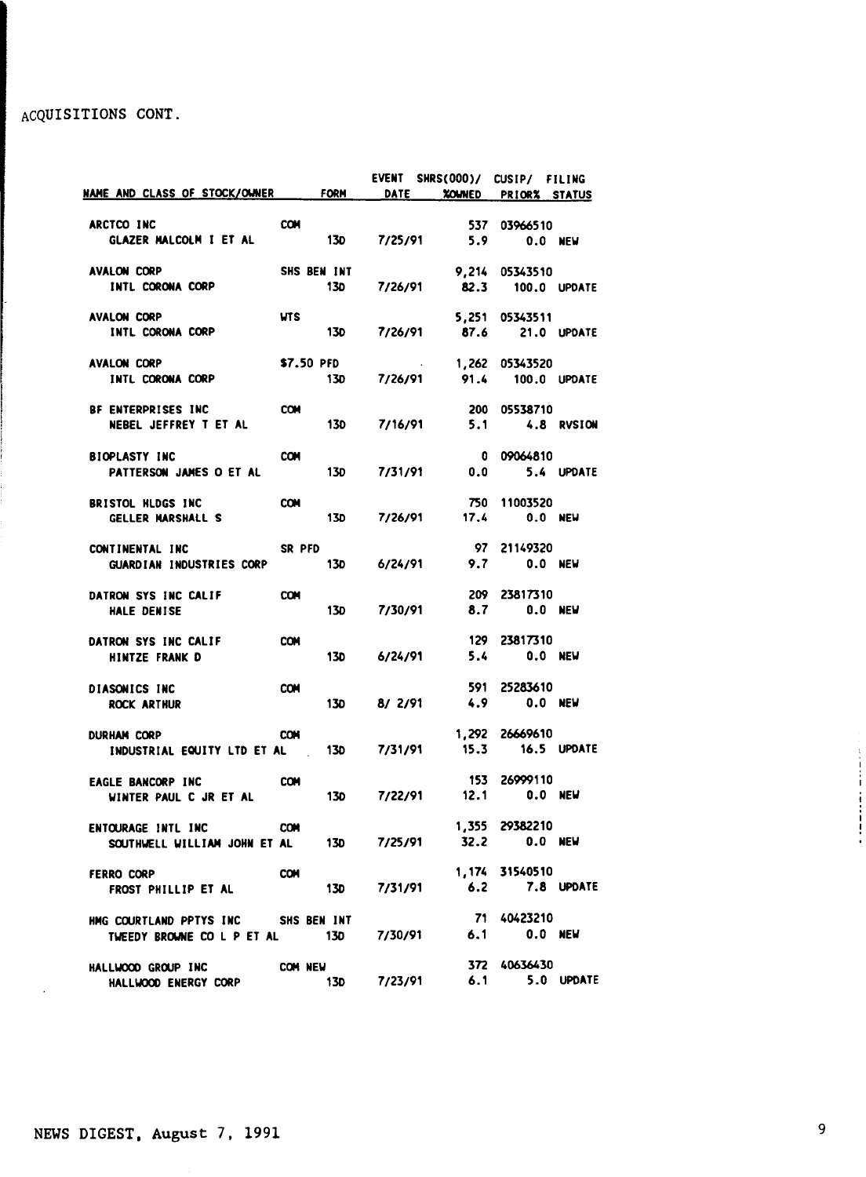ACQUISITIONS CONT.

| NAME AND CLASS OF STOCK/OWNER | | FORM | EVENT DATE | SHRS(000)/ %OWNED | CUSIP/ PRIOR% | FILING STATUS |
|---|---|---|---|---|---|---|
| ARCTCO INC | COM | | | 537 | 03966510 | |
| GLAZER MALCOLM I ET AL | | 13D | 7/25/91 | 5.9 | 0.0 | NEW |
| AVALON CORP | SHS BEN INT | | | 9,214 | 05343510 | |
| INTL CORONA CORP | | 13D | 7/26/91 | 82.3 | 100.0 | UPDATE |
| AVALON CORP | WTS | | | 5,251 | 05343511 | |
| INTL CORONA CORP | | 13D | 7/26/91 | 87.6 | 21.0 | UPDATE |
| AVALON CORP | $7.50 PFD | | | 1,262 | 05343520 | |
| INTL CORONA CORP | | 13D | 7/26/91 | 91.4 | 100.0 | UPDATE |
| BF ENTERPRISES INC | COM | | | 200 | 05538710 | |
| NEBEL JEFFREY T ET AL | | 13D | 7/16/91 | 5.1 | 4.8 | RVSION |
| BIOPLASTY INC | COM | | | 0 | 09064810 | |
| PATTERSON JAMES O ET AL | | 13D | 7/31/91 | 0.0 | 5.4 | UPDATE |
| BRISTOL HLDGS INC | COM | | | 750 | 11003520 | |
| GELLER MARSHALL S | | 13D | 7/26/91 | 17.4 | 0.0 | NEW |
| CONTINENTAL INC | SR PFD | | | 97 | 21149320 | |
| GUARDIAN INDUSTRIES CORP | | 13D | 6/24/91 | 9.7 | 0.0 | NEW |
| DATRON SYS INC CALIF | COM | | | 209 | 23817310 | |
| HALE DENISE | | 13D | 7/30/91 | 8.7 | 0.0 | NEW |
| DATRON SYS INC CALIF | COM | | | 129 | 23817310 | |
| HINTZE FRANK D | | 13D | 6/24/91 | 5.4 | 0.0 | NEW |
| DIASONICS INC | COM | | | 591 | 25283610 | |
| ROCK ARTHUR | | 13D | 8/ 2/91 | 4.9 | 0.0 | NEW |
| DURHAM CORP | COM | | | 1,292 | 26669610 | |
| INDUSTRIAL EQUITY LTD ET AL | | 13D | 7/31/91 | 15.3 | 16.5 | UPDATE |
| EAGLE BANCORP INC | COM | | | 153 | 26999110 | |
| WINTER PAUL C JR ET AL | | 13D | 7/22/91 | 12.1 | 0.0 | NEW |
| ENTOURAGE INTL INC | COM | | | 1,355 | 29382210 | |
| SOUTHWELL WILLIAM JOHN ET AL | | 13D | 7/25/91 | 32.2 | 0.0 | NEW |
| FERRO CORP | COM | | | 1,174 | 31540510 | |
| FROST PHILLIP ET AL | | 13D | 7/31/91 | 6.2 | 7.8 | UPDATE |
| HMG COURTLAND PPTYS INC | SHS BEN INT | | | 71 | 40423210 | |
| TWEEDY BROWNE CO L P ET AL | | 13D | 7/30/91 | 6.1 | 0.0 | NEW |
| HALLWOOD GROUP INC | COM NEW | | | 372 | 40636430 | |
| HALLWOOD ENERGY CORP | | 13D | 7/23/91 | 6.1 | 5.0 | UPDATE |

NEWS DIGEST, August 7, 1991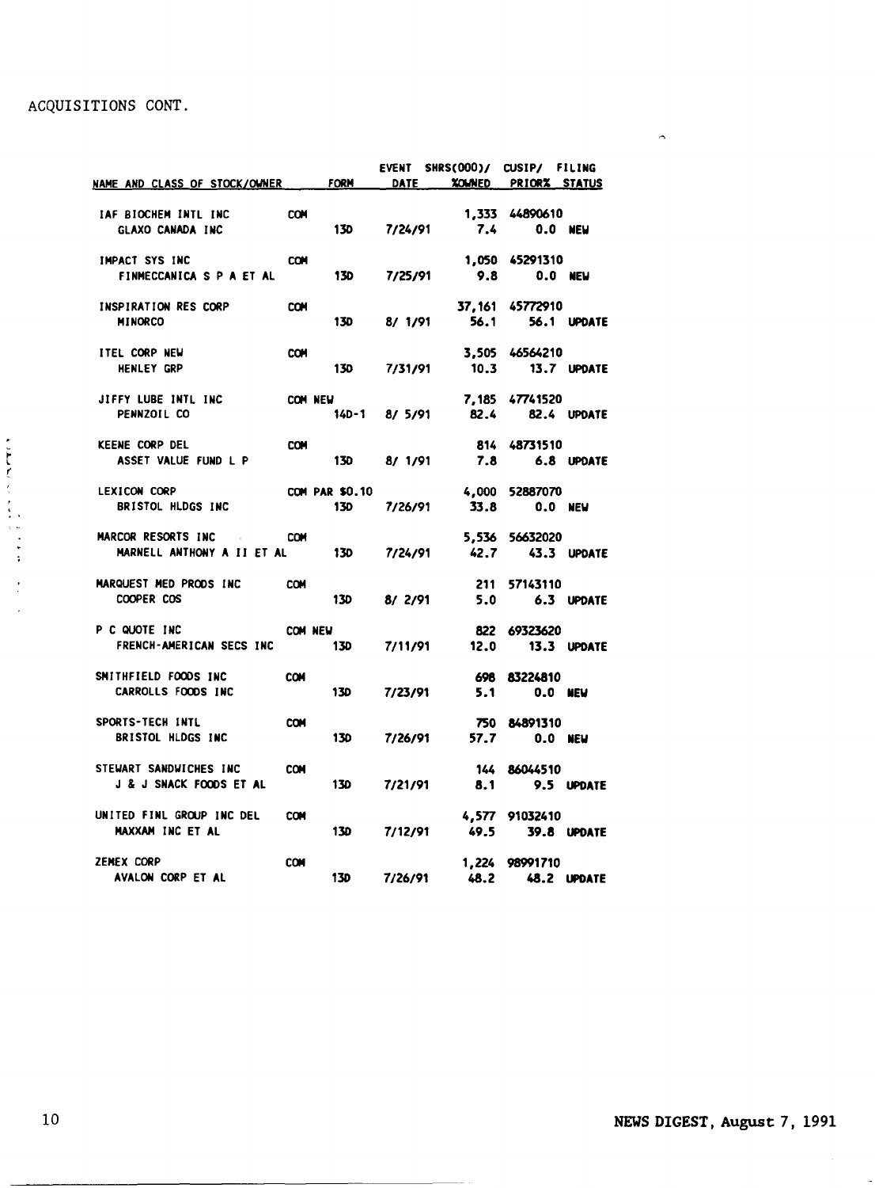ACQUISITIONS CONT.

| NAME AND CLASS OF STOCK/OWNER | | FORM | EVENT DATE | SHRS(000)/ %OWNED | CUSIP/ PRIOR% | FILING STATUS |
|---|---|---|---|---|---|---|
| IAF BIOCHEM INTL INC | COM | | | 1,333 | 44890610 | |
| GLAXO CANADA INC | | 13D | 7/24/91 | 7.4 | 0.0 | NEW |
| IMPACT SYS INC | COM | | | 1,050 | 45291310 | |
| FINMECCANICA S P A ET AL | | 13D | 7/25/91 | 9.8 | 0.0 | NEW |
| INSPIRATION RES CORP | COM | | | 37,161 | 45772910 | |
| MINORCO | | 13D | 8/ 1/91 | 56.1 | 56.1 | UPDATE |
| ITEL CORP NEW | COM | | | 3,505 | 46564210 | |
| HENLEY GRP | | 13D | 7/31/91 | 10.3 | 13.7 | UPDATE |
| JIFFY LUBE INTL INC | COM NEW | | | 7,185 | 47741520 | |
| PENNZOIL CO | | 14D-1 | 8/ 5/91 | 82.4 | 82.4 | UPDATE |
| KEENE CORP DEL | COM | | | 814 | 48731510 | |
| ASSET VALUE FUND L P | | 13D | 8/ 1/91 | 7.8 | 6.8 | UPDATE |
| LEXICON CORP | COM PAR $0.10 | | | 4,000 | 52887070 | |
| BRISTOL HLDGS INC | | 13D | 7/26/91 | 33.8 | 0.0 | NEW |
| MARCOR RESORTS INC | COM | | | 5,536 | 56632020 | |
| MARNELL ANTHONY A II ET AL | | 13D | 7/24/91 | 42.7 | 43.3 | UPDATE |
| MARQUEST MED PRODS INC | COM | | | 211 | 57143110 | |
| COOPER COS | | 13D | 8/ 2/91 | 5.0 | 6.3 | UPDATE |
| P C QUOTE INC | COM NEW | | | 822 | 69323620 | |
| FRENCH-AMERICAN SECS INC | | 13D | 7/11/91 | 12.0 | 13.3 | UPDATE |
| SMITHFIELD FOODS INC | COM | | | 698 | 83224810 | |
| CARROLLS FOODS INC | | 13D | 7/23/91 | 5.1 | 0.0 | NEW |
| SPORTS-TECH INTL | COM | | | 750 | 84891310 | |
| BRISTOL HLDGS INC | | 13D | 7/26/91 | 57.7 | 0.0 | NEW |
| STEWART SANDWICHES INC | COM | | | 144 | 86044510 | |
| J & J SNACK FOODS ET AL | | 13D | 7/21/91 | 8.1 | 9.5 | UPDATE |
| UNITED FINL GROUP INC DEL | COM | | | 4,577 | 91032410 | |
| MAXXAM INC ET AL | | 13D | 7/12/91 | 49.5 | 39.8 | UPDATE |
| ZEMEX CORP | COM | | | 1,224 | 98991710 | |
| AVALON CORP ET AL | | 13D | 7/26/91 | 48.2 | 48.2 | UPDATE |

NEWS DIGEST, August 7, 1991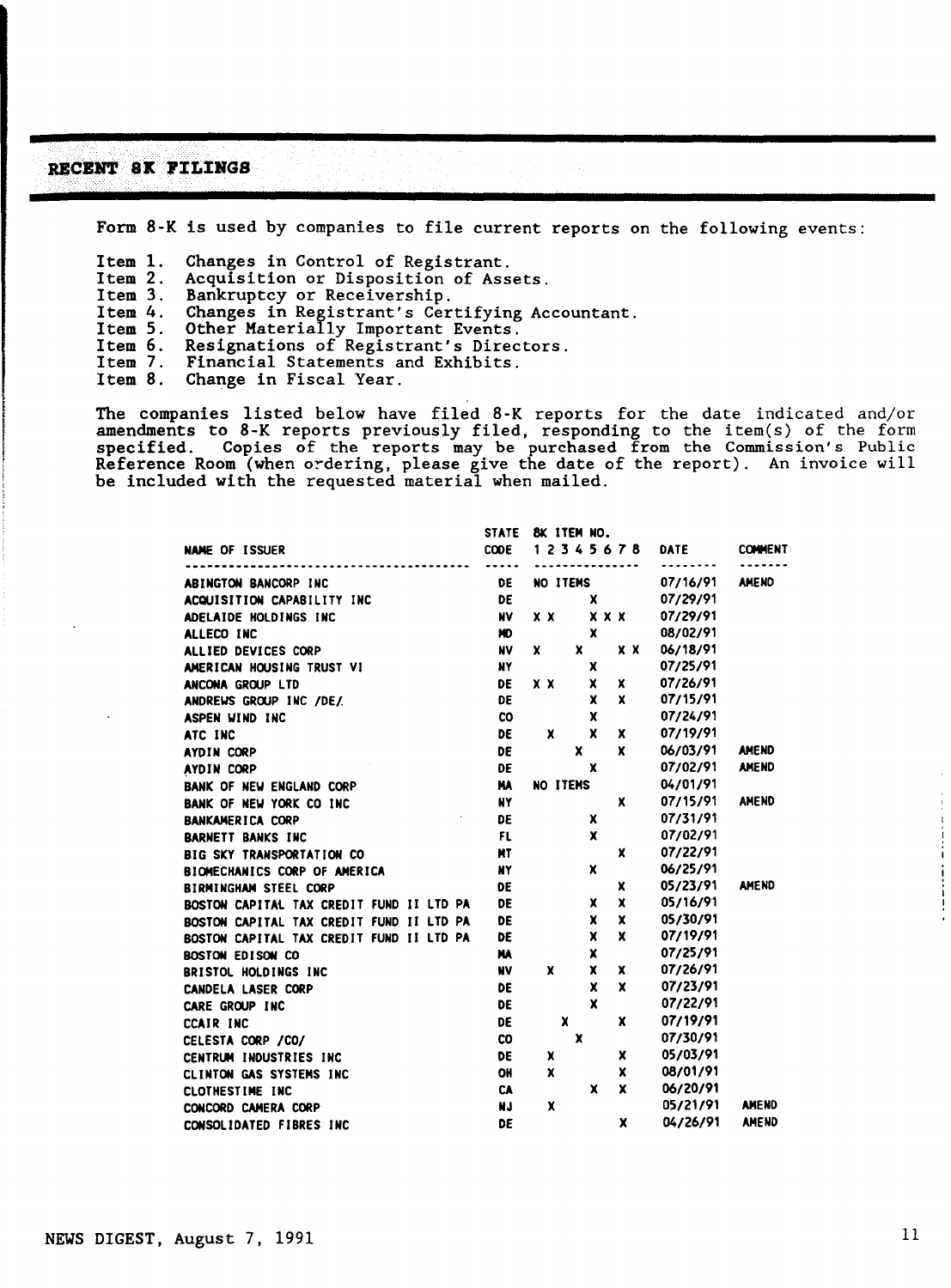## RECENT 8K FILINGS

Form 8-K is used by companies to file current reports on the following events:

Item 1. Changes in Control of Registrant.
Item 2. Acquisition or Disposition of Assets.
Item 3. Bankruptcy or Receivership.
Item 4. Changes in Registrant's Certifying Accountant.
Item 5. Other Materially Important Events.
Item 6. Resignations of Registrant's Directors.
Item 7. Financial Statements and Exhibits.
Item 8. Change in Fiscal Year.

The companies listed below have filed 8-K reports for the date indicated and/or amendments to 8-K reports previously filed, responding to the item(s) of the form specified. Copies of the reports may be purchased from the Commission's Public Reference Room (when ordering, please give the date of the report). An invoice will be included with the requested material when mailed.

| NAME OF ISSUER | STATE CODE | 8K ITEM NO. 1 | 2 | 3 | 4 | 5 | 6 | 7 | 8 | DATE | COMMENT |
|---|---|---|---|---|---|---|---|---|---|---|---|
| ABINGTON BANCORP INC | DE | NO ITEMS | | | | | | | | 07/16/91 | AMEND |
| ACQUISITION CAPABILITY INC | DE | | | | | X | | | | 07/29/91 | |
| ADELAIDE HOLDINGS INC | NV | X | X | | | X | X | X | | 07/29/91 | |
| ALLECO INC | MD | | | | | X | | | | 08/02/91 | |
| ALLIED DEVICES CORP | NV | X | | | X | | | X | X | 06/18/91 | |
| AMERICAN HOUSING TRUST VI | NY | | | | | X | | | | 07/25/91 | |
| ANCONA GROUP LTD | DE | X | X | | | X | | X | | 07/26/91 | |
| ANDREWS GROUP INC /DE/ | DE | | | | | X | | X | | 07/15/91 | |
| ASPEN WIND INC | CO | | | | | X | | | | 07/24/91 | |
| ATC INC | DE | | X | | | X | | X | | 07/19/91 | |
| AYDIN CORP | DE | | | | X | | | X | | 06/03/91 | AMEND |
| AYDIN CORP | DE | | | | | X | | | | 07/02/91 | AMEND |
| BANK OF NEW ENGLAND CORP | MA | NO ITEMS | | | | | | | | 04/01/91 | |
| BANK OF NEW YORK CO INC | NY | | | | | | | X | | 07/15/91 | AMEND |
| BANKAMERICA CORP | DE | | | | | X | | | | 07/31/91 | |
| BARNETT BANKS INC | FL | | | | | X | | | | 07/02/91 | |
| BIG SKY TRANSPORTATION CO | MT | | | | | | | X | | 07/22/91 | |
| BIOMECHANICS CORP OF AMERICA | NY | | | | | X | | | | 06/25/91 | |
| BIRMINGHAM STEEL CORP | DE | | | | | | | X | | 05/23/91 | AMEND |
| BOSTON CAPITAL TAX CREDIT FUND II LTD PA | DE | | | | | X | | X | | 05/16/91 | |
| BOSTON CAPITAL TAX CREDIT FUND II LTD PA | DE | | | | | X | | X | | 05/30/91 | |
| BOSTON CAPITAL TAX CREDIT FUND II LTD PA | DE | | | | | X | | X | | 07/19/91 | |
| BOSTON EDISON CO | MA | | | | | X | | | | 07/25/91 | |
| BRISTOL HOLDINGS INC | NV | | X | | | X | | X | | 07/26/91 | |
| CANDELA LASER CORP | DE | | | | | X | | X | | 07/23/91 | |
| CARE GROUP INC | DE | | | | | X | | | | 07/22/91 | |
| CCAIR INC | DE | | | X | | | | X | | 07/19/91 | |
| CELESTA CORP /CO/ | CO | | | | X | | | | | 07/30/91 | |
| CENTRUM INDUSTRIES INC | DE | | X | | | | | X | | 05/03/91 | |
| CLINTON GAS SYSTEMS INC | OH | | X | | | | | X | | 08/01/91 | |
| CLOTHESTIME INC | CA | | | | | X | | X | | 06/20/91 | |
| CONCORD CAMERA CORP | NJ | | X | | | | | | | 05/21/91 | AMEND |
| CONSOLIDATED FIBRES INC | DE | | | | | | | X | | 04/26/91 | AMEND |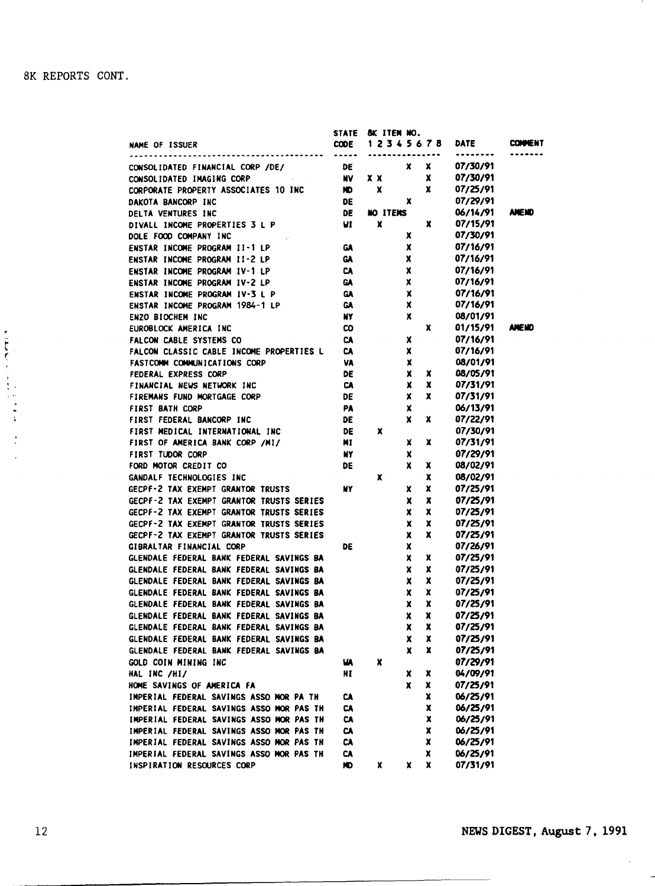8K REPORTS CONT.

| NAME OF ISSUER | STATE CODE | 8K ITEM NO. 1 | 2 | 3 | 4 | 5 | 6 | 7 | 8 | DATE | COMMENT |
|---|---|---|---|---|---|---|---|---|---|---|---|
| CONSOLIDATED FINANCIAL CORP /DE/ | DE | | | | | X | | X | | 07/30/91 | |
| CONSOLIDATED IMAGING CORP | NV | X | X | | | | | X | | 07/30/91 | |
| CORPORATE PROPERTY ASSOCIATES 10 INC | MD | | X | | | | | X | | 07/25/91 | |
| DAKOTA BANCORP INC | DE | | | | | X | | | | 07/29/91 | |
| DELTA VENTURES INC | DE | NO ITEMS | | | | | | | | 06/14/91 | AMEND |
| DIVALL INCOME PROPERTIES 3 L P | WI | | X | | | | | X | | 07/15/91 | |
| DOLE FOOD COMPANY INC | | | | | | X | | | | 07/30/91 | |
| ENSTAR INCOME PROGRAM II-1 LP | GA | | | | | X | | | | 07/16/91 | |
| ENSTAR INCOME PROGRAM II-2 LP | GA | | | | | X | | | | 07/16/91 | |
| ENSTAR INCOME PROGRAM IV-1 LP | CA | | | | | X | | | | 07/16/91 | |
| ENSTAR INCOME PROGRAM IV-2 LP | GA | | | | | X | | | | 07/16/91 | |
| ENSTAR INCOME PROGRAM IV-3 L P | GA | | | | | X | | | | 07/16/91 | |
| ENSTAR INCOME PROGRAM 1984-1 LP | GA | | | | | X | | | | 07/16/91 | |
| ENZO BIOCHEM INC | NY | | | | | X | | | | 08/01/91 | |
| EUROBLOCK AMERICA INC | CO | | | | | | | X | | 01/15/91 | AMEND |
| FALCON CABLE SYSTEMS CO | CA | | | | | X | | | | 07/16/91 | |
| FALCON CLASSIC CABLE INCOME PROPERTIES L | CA | | | | | X | | | | 07/16/91 | |
| FASTCOMM COMMUNICATIONS CORP | VA | | | | | X | | | | 08/01/91 | |
| FEDERAL EXPRESS CORP | DE | | | | | X | | X | | 08/05/91 | |
| FINANCIAL NEWS NETWORK INC | CA | | | | | X | | X | | 07/31/91 | |
| FIREMANS FUND MORTGAGE CORP | DE | | | | | X | | X | | 07/31/91 | |
| FIRST BATH CORP | PA | | | | | X | | | | 06/13/91 | |
| FIRST FEDERAL BANCORP INC | DE | | | | | X | | X | | 07/22/91 | |
| FIRST MEDICAL INTERNATIONAL INC | DE | | X | | | | | | | 07/30/91 | |
| FIRST OF AMERICA BANK CORP /MI/ | MI | | | | | X | | X | | 07/31/91 | |
| FIRST TUDOR CORP | NY | | | | | X | | | | 07/29/91 | |
| FORD MOTOR CREDIT CO | DE | | | | | X | | X | | 08/02/91 | |
| GANDALF TECHNOLOGIES INC | | | | X | | | | X | | 08/02/91 | |
| GECPF-2 TAX EXEMPT GRANTOR TRUSTS | NY | | | | | X | | X | | 07/25/91 | |
| GECPF-2 TAX EXEMPT GRANTOR TRUSTS SERIES | | | | | | X | | X | | 07/25/91 | |
| GECPF-2 TAX EXEMPT GRANTOR TRUSTS SERIES | | | | | | X | | X | | 07/25/91 | |
| GECPF-2 TAX EXEMPT GRANTOR TRUSTS SERIES | | | | | | X | | X | | 07/25/91 | |
| GECPF-2 TAX EXEMPT GRANTOR TRUSTS SERIES | | | | | | X | | X | | 07/25/91 | |
| GIBRALTAR FINANCIAL CORP | DE | | | | | X | | | | 07/26/91 | |
| GLENDALE FEDERAL BANK FEDERAL SAVINGS BA | | | | | | X | | X | | 07/25/91 | |
| GLENDALE FEDERAL BANK FEDERAL SAVINGS BA | | | | | | X | | X | | 07/25/91 | |
| GLENDALE FEDERAL BANK FEDERAL SAVINGS BA | | | | | | X | | X | | 07/25/91 | |
| GLENDALE FEDERAL BANK FEDERAL SAVINGS BA | | | | | | X | | X | | 07/25/91 | |
| GLENDALE FEDERAL BANK FEDERAL SAVINGS BA | | | | | | X | | X | | 07/25/91 | |
| GLENDALE FEDERAL BANK FEDERAL SAVINGS BA | | | | | | X | | X | | 07/25/91 | |
| GLENDALE FEDERAL BANK FEDERAL SAVINGS BA | | | | | | X | | X | | 07/25/91 | |
| GLENDALE FEDERAL BANK FEDERAL SAVINGS BA | | | | | | X | | X | | 07/25/91 | |
| GLENDALE FEDERAL BANK FEDERAL SAVINGS BA | | | | | | X | | X | | 07/25/91 | |
| GOLD COIN MINING INC | WA | | X | | | | | | | 07/29/91 | |
| HAL INC /HI/ | HI | | | | | X | | X | | 04/09/91 | |
| HOME SAVINGS OF AMERICA FA | | | | | | X | | X | | 07/25/91 | |
| IMPERIAL FEDERAL SAVINGS ASSO MOR PA TH | CA | | | | | | | X | | 06/25/91 | |
| IMPERIAL FEDERAL SAVINGS ASSO MOR PAS TH | CA | | | | | | | X | | 06/25/91 | |
| IMPERIAL FEDERAL SAVINGS ASSO MOR PAS TH | CA | | | | | | | X | | 06/25/91 | |
| IMPERIAL FEDERAL SAVINGS ASSO MOR PAS TH | CA | | | | | | | X | | 06/25/91 | |
| IMPERIAL FEDERAL SAVINGS ASSO MOR PAS TH | CA | | | | | | | X | | 06/25/91 | |
| IMPERIAL FEDERAL SAVINGS ASSO MOR PAS TH | CA | | | | | | | X | | 06/25/91 | |
| INSPIRATION RESOURCES CORP | MD | | X | | | X | | X | | 07/31/91 | |